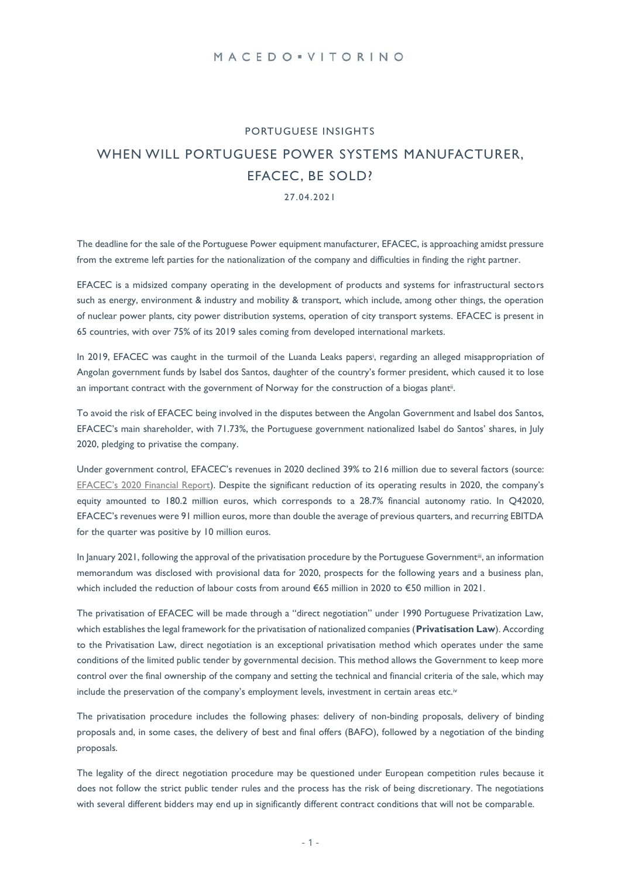PORTUGUESE INSIGHTS

# WHEN WILL PORTUGUESE POWER SYSTEMS MANUFACTURER, EFACEC, BE SOLD?

27.04.2021

The deadline for the sale of the Portuguese Power equipment manufacturer, EFACEC, is approaching amidst pressure from the extreme left parties for the nationalization of the company and difficulties in finding the right partner.

EFACEC is a midsized company operating in the development of products and systems for infrastructural sectors such as energy, environment & industry and mobility & transport, which include, among other things, the operation of nuclear power plants, city power distribution systems, operation of city transport systems. EFACEC is present in 65 countries, with over 75% of its 2019 sales coming from developed international markets.

In 2019, EFACEC was caught in the turmoil of the Luanda Leaks papers[i], regarding an alleged misappropriation of Angolan government funds by Isabel dos Santos, daughter of the country's former president, which caused it to lose an important contract with the government of Norway for the construction of a biogas plant[ii].

To avoid the risk of EFACEC being involved in the disputes between the Angolan Government and Isabel dos Santos, EFACEC's main shareholder, with 71.73%, the Portuguese government nationalized Isabel do Santos' shares, in July 2020, pledging to privatise the company.

Under government control, EFACEC's revenues in 2020 declined 39% to 216 million due to several factors (source: EFACEC's 2020 Financial Report). Despite the significant reduction of its operating results in 2020, the company's equity amounted to 180.2 million euros, which corresponds to a 28.7% financial autonomy ratio. In Q42020, EFACEC's revenues were 91 million euros, more than double the average of previous quarters, and recurring EBITDA for the quarter was positive by 10 million euros.

In January 2021, following the approval of the privatisation procedure by the Portuguese Government[iii], an information memorandum was disclosed with provisional data for 2020, prospects for the following years and a business plan, which included the reduction of labour costs from around €65 million in 2020 to €50 million in 2021.

The privatisation of EFACEC will be made through a "direct negotiation" under 1990 Portuguese Privatization Law, which establishes the legal framework for the privatisation of nationalized companies (**Privatisation Law**). According to the Privatisation Law, direct negotiation is an exceptional privatisation method which operates under the same conditions of the limited public tender by governmental decision. This method allows the Government to keep more control over the final ownership of the company and setting the technical and financial criteria of the sale, which may include the preservation of the company's employment levels, investment in certain areas etc.[iv]

The privatisation procedure includes the following phases: delivery of non-binding proposals, delivery of binding proposals and, in some cases, the delivery of best and final offers (BAFO), followed by a negotiation of the binding proposals.

The legality of the direct negotiation procedure may be questioned under European competition rules because it does not follow the strict public tender rules and the process has the risk of being discretionary. The negotiations with several different bidders may end up in significantly different contract conditions that will not be comparable.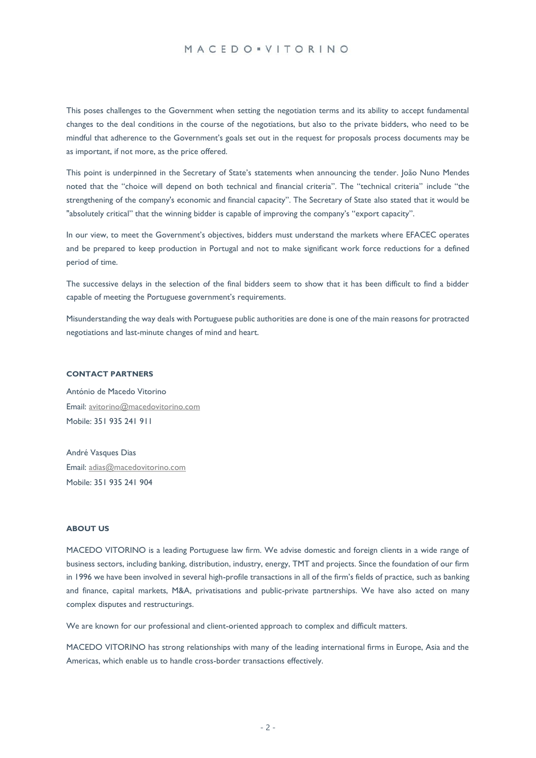This poses challenges to the Government when setting the negotiation terms and its ability to accept fundamental changes to the deal conditions in the course of the negotiations, but also to the private bidders, who need to be mindful that adherence to the Government's goals set out in the request for proposals process documents may be as important, if not more, as the price offered.

This point is underpinned in the Secretary of State's statements when announcing the tender. João Nuno Mendes noted that the "choice will depend on both technical and financial criteria". The "technical criteria" include "the strengthening of the company's economic and financial capacity". The Secretary of State also stated that it would be "absolutely critical" that the winning bidder is capable of improving the company's "export capacity".

In our view, to meet the Government's objectives, bidders must understand the markets where EFACEC operates and be prepared to keep production in Portugal and not to make significant work force reductions for a defined period of time.

The successive delays in the selection of the final bidders seem to show that it has been difficult to find a bidder capable of meeting the Portuguese government's requirements.

Misunderstanding the way deals with Portuguese public authorities are done is one of the main reasons for protracted negotiations and last-minute changes of mind and heart.

**CONTACT PARTNERS**

António de Macedo Vitorino
Email: avitorino@macedovitorino.com
Mobile: 351 935 241 911

André Vasques Dias
Email: adias@macedovitorino.com
Mobile: 351 935 241 904

**ABOUT US**

MACEDO VITORINO is a leading Portuguese law firm. We advise domestic and foreign clients in a wide range of business sectors, including banking, distribution, industry, energy, TMT and projects. Since the foundation of our firm in 1996 we have been involved in several high-profile transactions in all of the firm's fields of practice, such as banking and finance, capital markets, M&A, privatisations and public-private partnerships. We have also acted on many complex disputes and restructurings.

We are known for our professional and client-oriented approach to complex and difficult matters.

MACEDO VITORINO has strong relationships with many of the leading international firms in Europe, Asia and the Americas, which enable us to handle cross-border transactions effectively.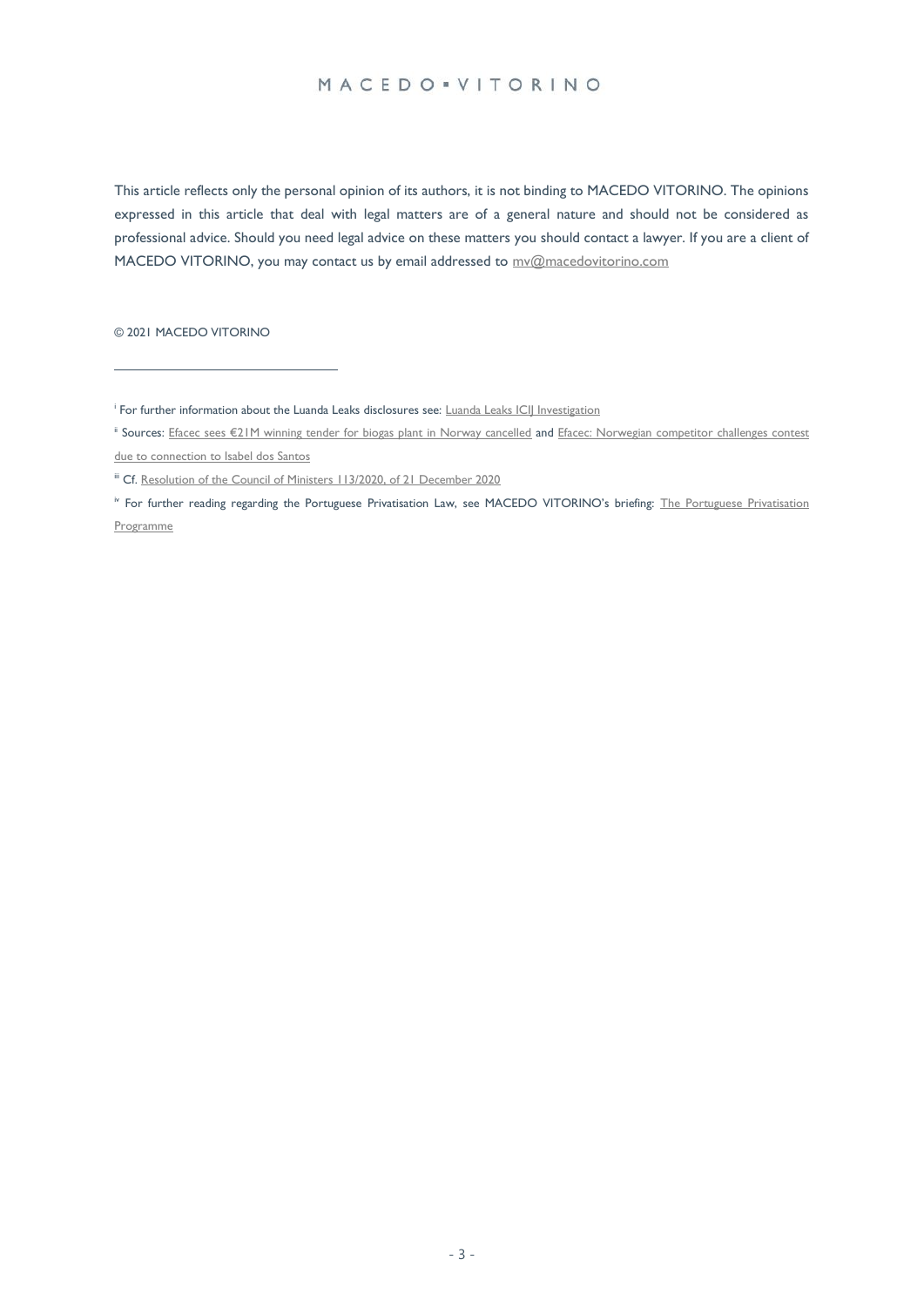This article reflects only the personal opinion of its authors, it is not binding to MACEDO VITORINO. The opinions expressed in this article that deal with legal matters are of a general nature and should not be considered as professional advice. Should you need legal advice on these matters you should contact a lawyer. If you are a client of MACEDO VITORINO, you may contact us by email addressed to mv@macedovitorino.com

© 2021 MACEDO VITORINO

---

[i] For further information about the Luanda Leaks disclosures see: Luanda Leaks ICIJ Investigation

[ii] Sources: Efacec sees €21M winning tender for biogas plant in Norway cancelled and Efacec: Norwegian competitor challenges contest due to connection to Isabel dos Santos

[iii] Cf. Resolution of the Council of Ministers 113/2020, of 21 December 2020

[iv] For further reading regarding the Portuguese Privatisation Law, see MACEDO VITORINO's briefing: The Portuguese Privatisation Programme